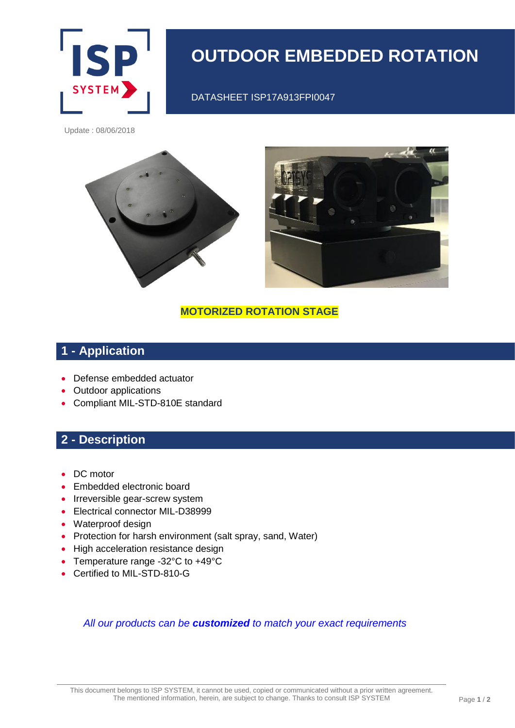# OUTDOOR EMBEDDED ROTATION

DATASHEET ISP17A913FPI0047

Update : 08/06/2018

**MOTORIZED ROTATION STAGE**

## 1 - Application

- Defense embedded actuator
- Outdoor applications
- Compliant MIL-STD-810E standard

## 2 - Description

- DC motor
- Embedded electronic board
- Irreversible gear-screw system
- Electrical connector MIL-D38999
- Waterproof design
- Protection for harsh environment (salt spray, sand, Water)
- High acceleration resistance design
- Temperature range -32°C to +49°C
- Certified to MIL-STD-810-G

*All our products can be* ***customized*** *to match your exact requirements*

This document belongs to ISP SYSTEM, it cannot be used, copied or communicated without a prior written agreement.
The mentioned information, herein, are subject to change. Thanks to consult ISP SYSTEM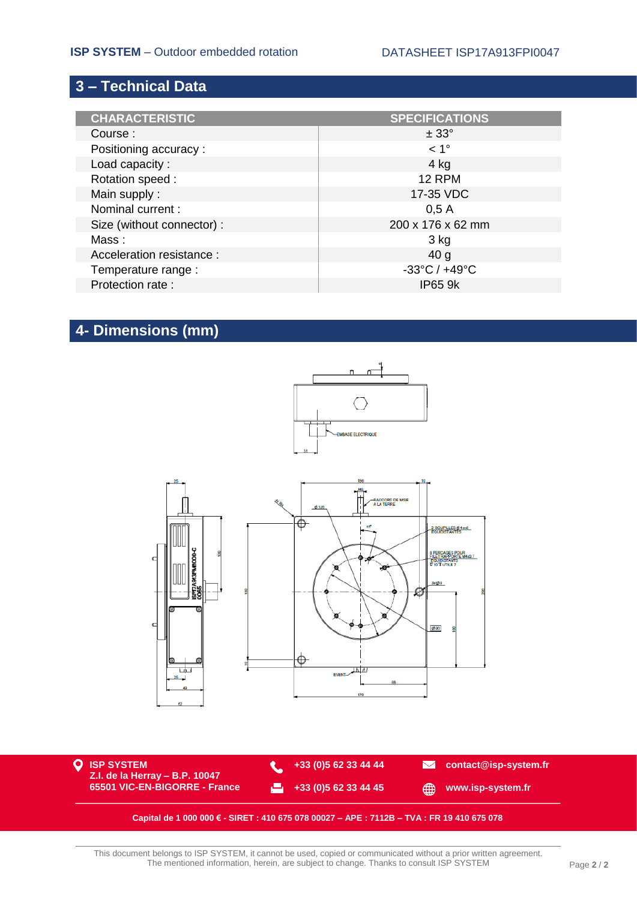## 3 – Technical Data

| CHARACTERISTIC | SPECIFICATIONS |
|---|---|
| Course : | ± 33° |
| Positioning accuracy : | < 1° |
| Load capacity : | 4 kg |
| Rotation speed : | 12 RPM |
| Main supply : | 17-35 VDC |
| Nominal current : | 0,5 A |
| Size (without connector) : | 200 x 176 x 62 mm |
| Mass : | 3 kg |
| Acceleration resistance : | 40 g |
| Temperature range : | -33°C / +49°C |
| Protection rate : | IP65 9k |

## 4- Dimensions (mm)

EMBASE ELECTRIQUE
31
25
RACCORD DE MISE A LA TERRE
156
15
Ø 120
2 GOUPILLES Ø 4m6 EQUIDISTANTES
8 PERCAGES POUR FILET RAPPORTE M4x0.7 EQUIDISTANTS
3xØ9
Ø90
100
180
200
176
88
10
EVENT
25
49
62

**ISP SYSTEM**
**Z.I. de la Herray – B.P. 10047**
**65501 VIC-EN-BIGORRE - France**

**+33 (0)5 62 33 44 44**
**+33 (0)5 62 33 44 45**

**contact@isp-system.fr**
**www.isp-system.fr**

**Capital de 1 000 000 € - SIRET : 410 675 078 00027 – APE : 7112B – TVA : FR 19 410 675 078**

This document belongs to ISP SYSTEM, it cannot be used, copied or communicated without a prior written agreement.
The mentioned information, herein, are subject to change. Thanks to consult ISP SYSTEM